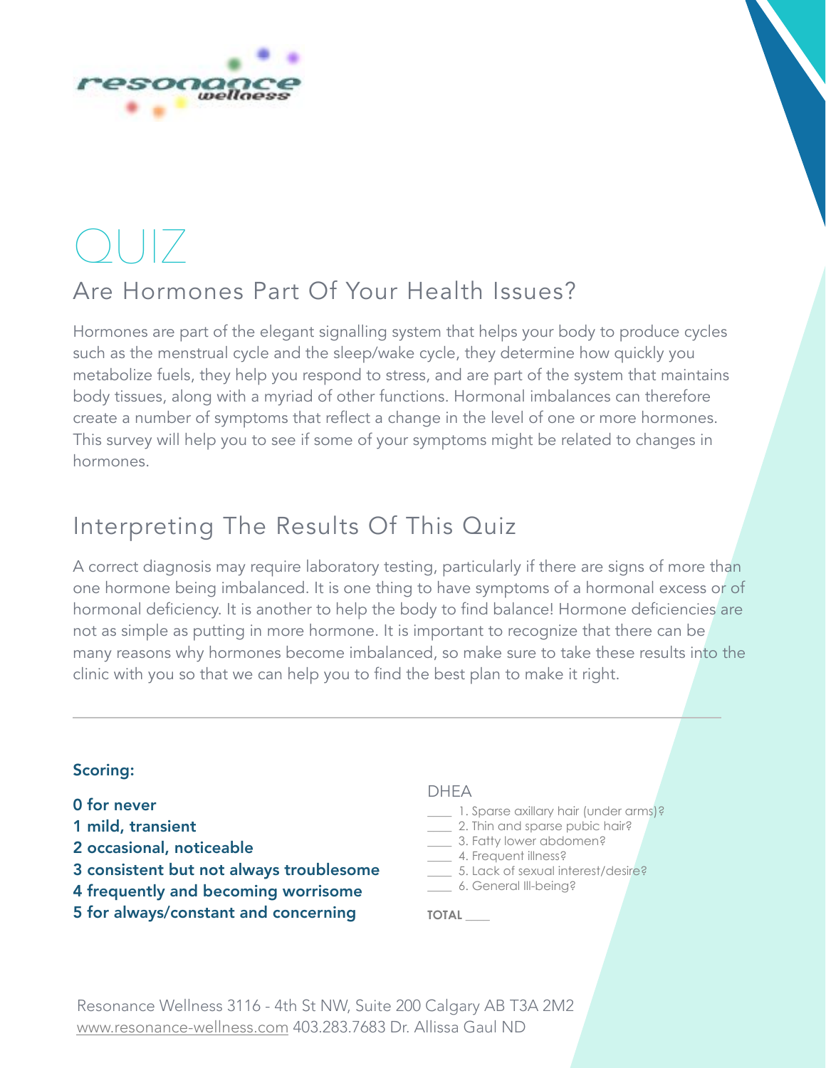# QUIZ

## Are Hormones Part Of Your Health Issues?

Hormones are part of the elegant signalling system that helps your body to produce cycles such as the menstrual cycle and the sleep/wake cycle, they determine how quickly you metabolize fuels, they help you respond to stress, and are part of the system that maintains body tissues, along with a myriad of other functions. Hormonal imbalances can therefore create a number of symptoms that reflect a change in the level of one or more hormones. This survey will help you to see if some of your symptoms might be related to changes in hormones.

## Interpreting The Results Of This Quiz

A correct diagnosis may require laboratory testing, particularly if there are signs of more than one hormone being imbalanced. It is one thing to have symptoms of a hormonal excess or of hormonal deficiency. It is another to help the body to find balance! Hormone deficiencies are not as simple as putting in more hormone. It is important to recognize that there can be many reasons why hormones become imbalanced, so make sure to take these results into the clinic with you so that we can help you to find the best plan to make it right.

---

**Scoring:**

**0 for never**
**1 mild, transient**
**2 occasional, noticeable**
**3 consistent but not always troublesome**
**4 frequently and becoming worrisome**
**5 for always/constant and concerning**

DHEA

____ 1. Sparse axillary hair (under arms)?
____ 2. Thin and sparse pubic hair?
____ 3. Fatty lower abdomen?
____ 4. Frequent illness?
____ 5. Lack of sexual interest/desire?
____ 6. General Ill-being?

**TOTAL** ____

Resonance Wellness 3116 - 4th St NW, Suite 200 Calgary AB T3A 2M2
www.resonance-wellness.com 403.283.7683 Dr. Allissa Gaul ND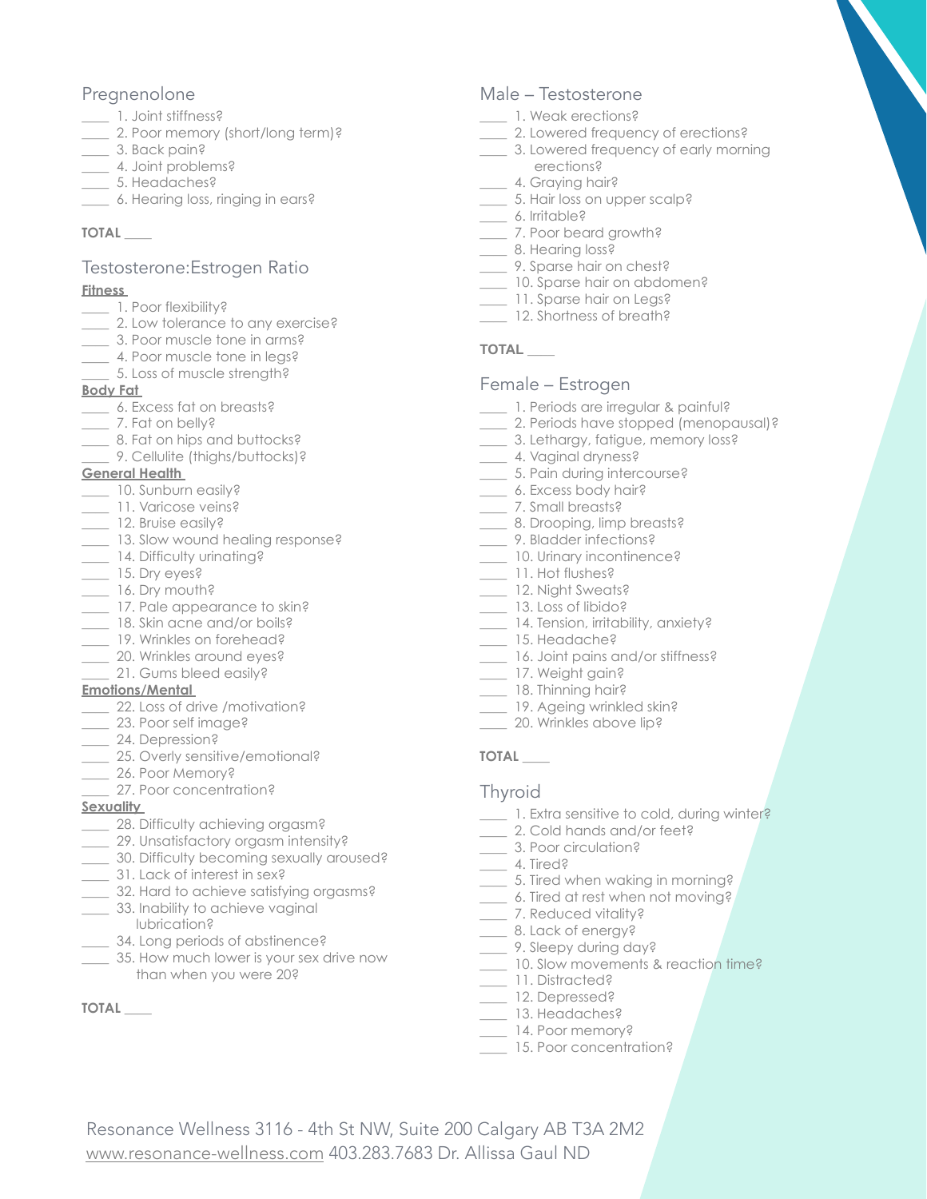## Pregnenolone

____ 1. Joint stiffness?
____ 2. Poor memory (short/long term)?
____ 3. Back pain?
____ 4. Joint problems?
____ 5. Headaches?
____ 6. Hearing loss, ringing in ears?

**TOTAL** ____

## Testosterone:Estrogen Ratio

**Fitness**

____ 1. Poor flexibility?
____ 2. Low tolerance to any exercise?
____ 3. Poor muscle tone in arms?
____ 4. Poor muscle tone in legs?
____ 5. Loss of muscle strength?

**Body Fat**

____ 6. Excess fat on breasts?
____ 7. Fat on belly?
____ 8. Fat on hips and buttocks?
____ 9. Cellulite (thighs/buttocks)?

**General Health**

____ 10. Sunburn easily?
____ 11. Varicose veins?
____ 12. Bruise easily?
____ 13. Slow wound healing response?
____ 14. Difficulty urinating?
____ 15. Dry eyes?
____ 16. Dry mouth?
____ 17. Pale appearance to skin?
____ 18. Skin acne and/or boils?
____ 19. Wrinkles on forehead?
____ 20. Wrinkles around eyes?
____ 21. Gums bleed easily?

**Emotions/Mental**

____ 22. Loss of drive /motivation?
____ 23. Poor self image?
____ 24. Depression?
____ 25. Overly sensitive/emotional?
____ 26. Poor Memory?
____ 27. Poor concentration?

**Sexuality**

____ 28. Difficulty achieving orgasm?
____ 29. Unsatisfactory orgasm intensity?
____ 30. Difficulty becoming sexually aroused?
____ 31. Lack of interest in sex?
____ 32. Hard to achieve satisfying orgasms?
____ 33. Inability to achieve vaginal lubrication?
____ 34. Long periods of abstinence?
____ 35. How much lower is your sex drive now than when you were 20?

**TOTAL** ____

## Male – Testosterone

____ 1. Weak erections?
____ 2. Lowered frequency of erections?
____ 3. Lowered frequency of early morning erections?
____ 4. Graying hair?
____ 5. Hair loss on upper scalp?
____ 6. Irritable?
____ 7. Poor beard growth?
____ 8. Hearing loss?
____ 9. Sparse hair on chest?
____ 10. Sparse hair on abdomen?
____ 11. Sparse hair on Legs?
____ 12. Shortness of breath?

**TOTAL** ____

## Female – Estrogen

____ 1. Periods are irregular & painful?
____ 2. Periods have stopped (menopausal)?
____ 3. Lethargy, fatigue, memory loss?
____ 4. Vaginal dryness?
____ 5. Pain during intercourse?
____ 6. Excess body hair?
____ 7. Small breasts?
____ 8. Drooping, limp breasts?
____ 9. Bladder infections?
____ 10. Urinary incontinence?
____ 11. Hot flushes?
____ 12. Night Sweats?
____ 13. Loss of libido?
____ 14. Tension, irritability, anxiety?
____ 15. Headache?
____ 16. Joint pains and/or stiffness?
____ 17. Weight gain?
____ 18. Thinning hair?
____ 19. Ageing wrinkled skin?
____ 20. Wrinkles above lip?

**TOTAL** ____

## Thyroid

____ 1. Extra sensitive to cold, during winter?
____ 2. Cold hands and/or feet?
____ 3. Poor circulation?
____ 4. Tired?
____ 5. Tired when waking in morning?
____ 6. Tired at rest when not moving?
____ 7. Reduced vitality?
____ 8. Lack of energy?
____ 9. Sleepy during day?
____ 10. Slow movements & reaction time?
____ 11. Distracted?
____ 12. Depressed?
____ 13. Headaches?
____ 14. Poor memory?
____ 15. Poor concentration?

Resonance Wellness 3116 - 4th St NW, Suite 200 Calgary AB T3A 2M2
www.resonance-wellness.com 403.283.7683 Dr. Allissa Gaul ND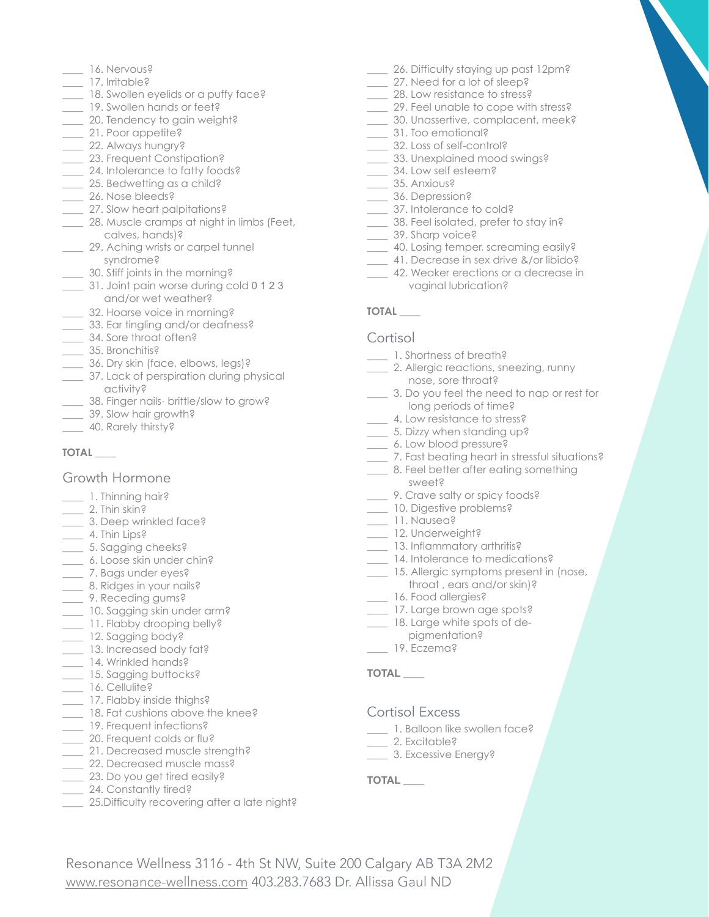____ 16. Nervous?
____ 17. Irritable?
____ 18. Swollen eyelids or a puffy face?
____ 19. Swollen hands or feet?
____ 20. Tendency to gain weight?
____ 21. Poor appetite?
____ 22. Always hungry?
____ 23. Frequent Constipation?
____ 24. Intolerance to fatty foods?
____ 25. Bedwetting as a child?
____ 26. Nose bleeds?
____ 27. Slow heart palpitations?
____ 28. Muscle cramps at night in limbs (Feet, calves, hands)?
____ 29. Aching wrists or carpel tunnel syndrome?
____ 30. Stiff joints in the morning?
____ 31. Joint pain worse during cold 0 1 2 3 and/or wet weather?
____ 32. Hoarse voice in morning?
____ 33. Ear tingling and/or deafness?
____ 34. Sore throat often?
____ 35. Bronchitis?
____ 36. Dry skin (face, elbows, legs)?
____ 37. Lack of perspiration during physical activity?
____ 38. Finger nails- brittle/slow to grow?
____ 39. Slow hair growth?
____ 40. Rarely thirsty?

**TOTAL ____**

## Growth Hormone

____ 1. Thinning hair?
____ 2. Thin skin?
____ 3. Deep wrinkled face?
____ 4. Thin Lips?
____ 5. Sagging cheeks?
____ 6. Loose skin under chin?
____ 7. Bags under eyes?
____ 8. Ridges in your nails?
____ 9. Receding gums?
____ 10. Sagging skin under arm?
____ 11. Flabby drooping belly?
____ 12. Sagging body?
____ 13. Increased body fat?
____ 14. Wrinkled hands?
____ 15. Sagging buttocks?
____ 16. Cellulite?
____ 17. Flabby inside thighs?
____ 18. Fat cushions above the knee?
____ 19. Frequent infections?
____ 20. Frequent colds or flu?
____ 21. Decreased muscle strength?
____ 22. Decreased muscle mass?
____ 23. Do you get tired easily?
____ 24. Constantly tired?
____ 25.Difficulty recovering after a late night?
____ 26. Difficulty staying up past 12pm?
____ 27. Need for a lot of sleep?
____ 28. Low resistance to stress?
____ 29. Feel unable to cope with stress?
____ 30. Unassertive, complacent, meek?
____ 31. Too emotional?
____ 32. Loss of self-control?
____ 33. Unexplained mood swings?
____ 34. Low self esteem?
____ 35. Anxious?
____ 36. Depression?
____ 37. Intolerance to cold?
____ 38. Feel isolated, prefer to stay in?
____ 39. Sharp voice?
____ 40. Losing temper, screaming easily?
____ 41. Decrease in sex drive &/or libido?
____ 42. Weaker erections or a decrease in vaginal lubrication?

**TOTAL ____**

## Cortisol

____ 1. Shortness of breath?
____ 2. Allergic reactions, sneezing, runny nose, sore throat?
____ 3. Do you feel the need to nap or rest for long periods of time?
____ 4. Low resistance to stress?
____ 5. Dizzy when standing up?
____ 6. Low blood pressure?
____ 7. Fast beating heart in stressful situations?
____ 8. Feel better after eating something sweet?
____ 9. Crave salty or spicy foods?
____ 10. Digestive problems?
____ 11. Nausea?
____ 12. Underweight?
____ 13. Inflammatory arthritis?
____ 14. Intolerance to medications?
____ 15. Allergic symptoms present in (nose, throat , ears and/or skin)?
____ 16. Food allergies?
____ 17. Large brown age spots?
____ 18. Large white spots of de-pigmentation?
____ 19. Eczema?

**TOTAL ____**

## Cortisol Excess

____ 1. Balloon like swollen face?
____ 2. Excitable?
____ 3. Excessive Energy?

**TOTAL ____**

Resonance Wellness 3116 - 4th St NW, Suite 200 Calgary AB T3A 2M2
www.resonance-wellness.com 403.283.7683 Dr. Allissa Gaul ND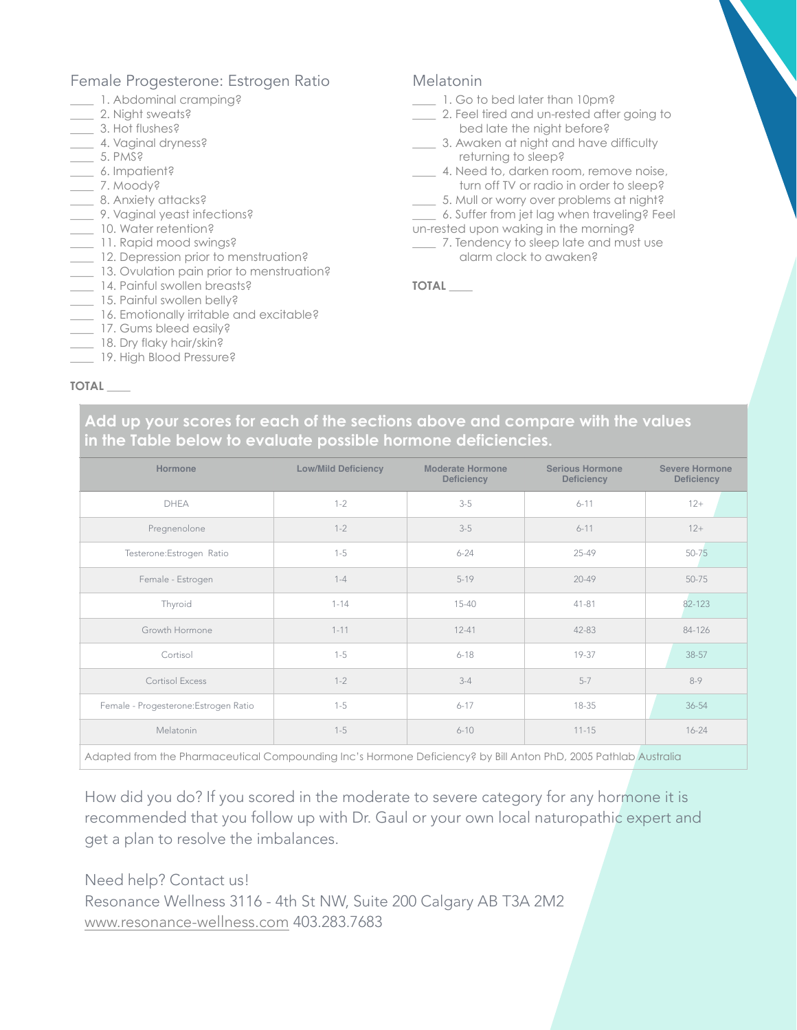## Female Progesterone: Estrogen Ratio

____ 1. Abdominal cramping?
____ 2. Night sweats?
____ 3. Hot flushes?
____ 4. Vaginal dryness?
____ 5. PMS?
____ 6. Impatient?
____ 7. Moody?
____ 8. Anxiety attacks?
____ 9. Vaginal yeast infections?
____ 10. Water retention?
____ 11. Rapid mood swings?
____ 12. Depression prior to menstruation?
____ 13. Ovulation pain prior to menstruation?
____ 14. Painful swollen breasts?
____ 15. Painful swollen belly?
____ 16. Emotionally irritable and excitable?
____ 17. Gums bleed easily?
____ 18. Dry flaky hair/skin?
____ 19. High Blood Pressure?

**TOTAL** ____

## Melatonin

____ 1. Go to bed later than 10pm?
____ 2. Feel tired and un-rested after going to bed late the night before?
____ 3. Awaken at night and have difficulty returning to sleep?
____ 4. Need to, darken room, remove noise, turn off TV or radio in order to sleep?
____ 5. Mull or worry over problems at night?
____ 6. Suffer from jet lag when traveling? Feel un-rested upon waking in the morning?
____ 7. Tendency to sleep late and must use alarm clock to awaken?

**TOTAL** ____

**Add up your scores for each of the sections above and compare with the values in the Table below to evaluate possible hormone deficiencies.**

| Hormone | Low/Mild Deficiency | Moderate Hormone Deficiency | Serious Hormone Deficiency | Severe Hormone Deficiency |
|---|---|---|---|---|
| DHEA | 1-2 | 3-5 | 6-11 | 12+ |
| Pregnenolone | 1-2 | 3-5 | 6-11 | 12+ |
| Testerone:Estrogen Ratio | 1-5 | 6-24 | 25-49 | 50-75 |
| Female - Estrogen | 1-4 | 5-19 | 20-49 | 50-75 |
| Thyroid | 1-14 | 15-40 | 41-81 | 82-123 |
| Growth Hormone | 1-11 | 12-41 | 42-83 | 84-126 |
| Cortisol | 1-5 | 6-18 | 19-37 | 38-57 |
| Cortisol Excess | 1-2 | 3-4 | 5-7 | 8-9 |
| Female - Progesterone:Estrogen Ratio | 1-5 | 6-17 | 18-35 | 36-54 |
| Melatonin | 1-5 | 6-10 | 11-15 | 16-24 |

Adapted from the Pharmaceutical Compounding Inc's Hormone Deficiency? by Bill Anton PhD, 2005 Pathlab Australia

How did you do? If you scored in the moderate to severe category for any hormone it is recommended that you follow up with Dr. Gaul or your own local naturopathic expert and get a plan to resolve the imbalances.

Need help? Contact us!
Resonance Wellness 3116 - 4th St NW, Suite 200 Calgary AB T3A 2M2
www.resonance-wellness.com 403.283.7683